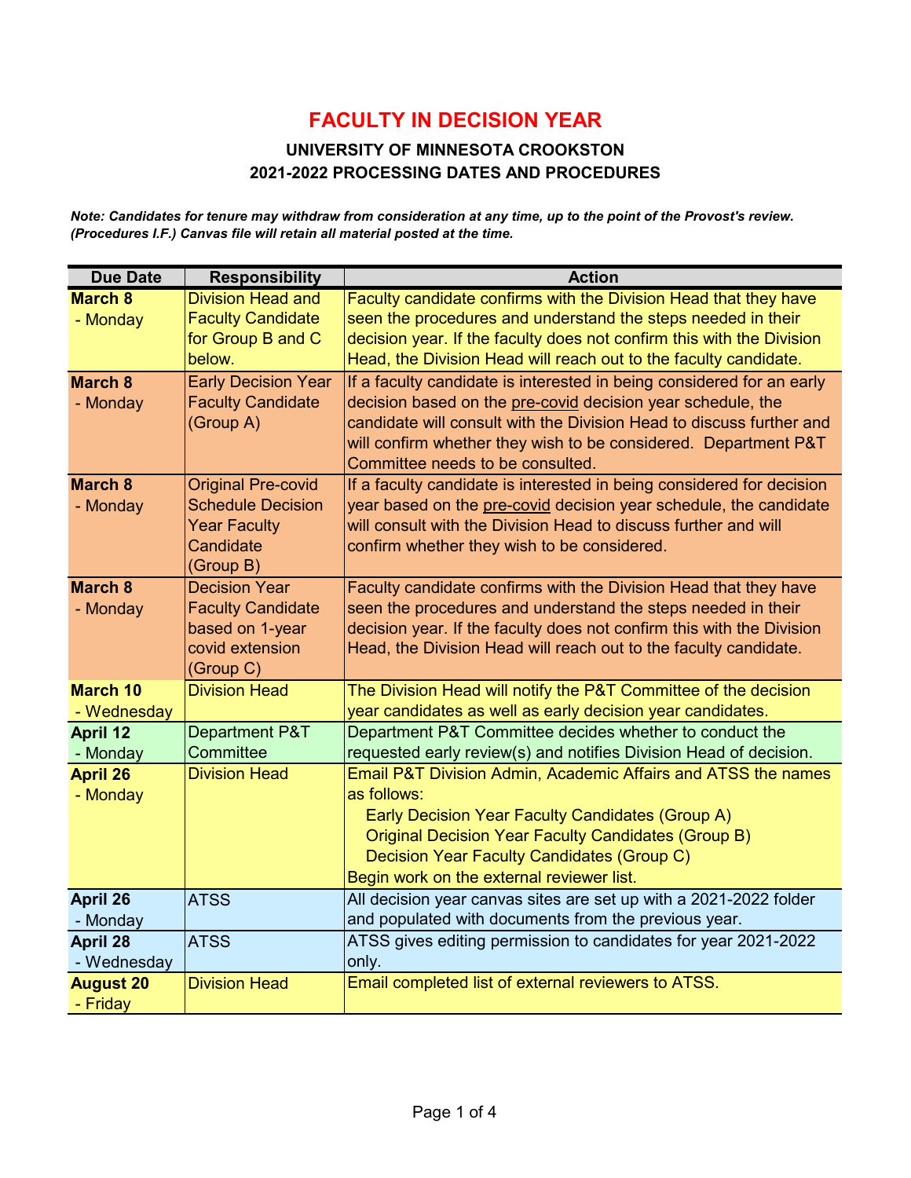# FACULTY IN DECISION YEAR

## UNIVERSITY OF MINNESOTA CROOKSTON
## 2021-2022 PROCESSING DATES AND PROCEDURES

***Note: Candidates for tenure may withdraw from consideration at any time, up to the point of the Provost's review. (Procedures I.F.) Canvas file will retain all material posted at the time.***

| Due Date | Responsibility | Action |
|---|---|---|
| **March 8** - Monday | Division Head and Faculty Candidate for Group B and C below. | Faculty candidate confirms with the Division Head that they have seen the procedures and understand the steps needed in their decision year. If the faculty does not confirm this with the Division Head, the Division Head will reach out to the faculty candidate. |
| **March 8** - Monday | Early Decision Year Faculty Candidate (Group A) | If a faculty candidate is interested in being considered for an early decision based on the pre-covid decision year schedule, the candidate will consult with the Division Head to discuss further and will confirm whether they wish to be considered. Department P&T Committee needs to be consulted. |
| **March 8** - Monday | Original Pre-covid Schedule Decision Year Faculty Candidate (Group B) | If a faculty candidate is interested in being considered for decision year based on the pre-covid decision year schedule, the candidate will consult with the Division Head to discuss further and will confirm whether they wish to be considered. |
| **March 8** - Monday | Decision Year Faculty Candidate based on 1-year covid extension (Group C) | Faculty candidate confirms with the Division Head that they have seen the procedures and understand the steps needed in their decision year. If the faculty does not confirm this with the Division Head, the Division Head will reach out to the faculty candidate. |
| **March 10** - Wednesday | Division Head | The Division Head will notify the P&T Committee of the decision year candidates as well as early decision year candidates. |
| **April 12** - Monday | Department P&T Committee | Department P&T Committee decides whether to conduct the requested early review(s) and notifies Division Head of decision. |
| **April 26** - Monday | Division Head | Email P&T Division Admin, Academic Affairs and ATSS the names as follows:<br>Early Decision Year Faculty Candidates (Group A)<br>Original Decision Year Faculty Candidates (Group B)<br>Decision Year Faculty Candidates (Group C)<br>Begin work on the external reviewer list. |
| **April 26** - Monday | ATSS | All decision year canvas sites are set up with a 2021-2022 folder and populated with documents from the previous year. |
| **April 28** - Wednesday | ATSS | ATSS gives editing permission to candidates for year 2021-2022 only. |
| **August 20** - Friday | Division Head | Email completed list of external reviewers to ATSS. |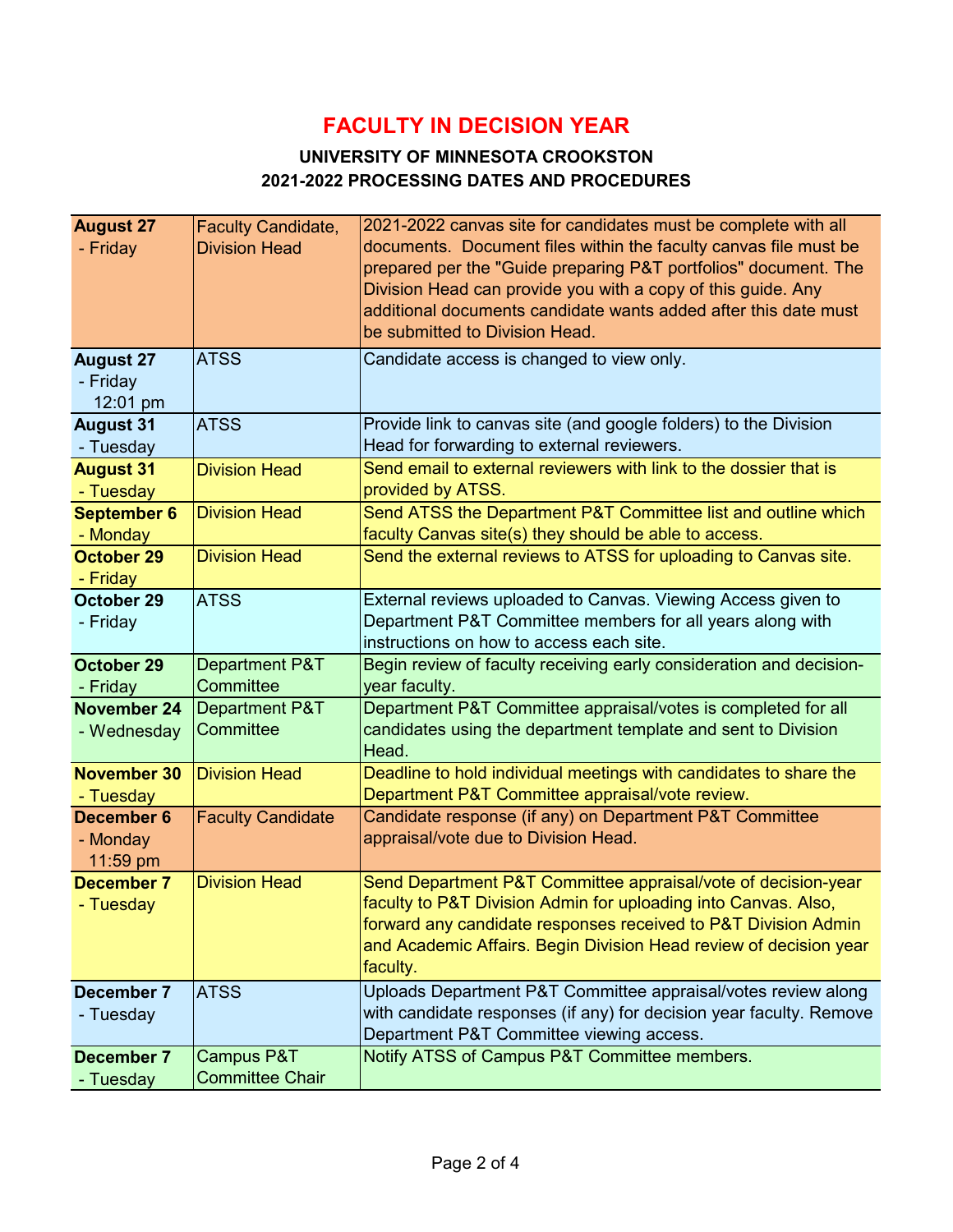# FACULTY IN DECISION YEAR

### UNIVERSITY OF MINNESOTA CROOKSTON
### 2021-2022 PROCESSING DATES AND PROCEDURES

| Date | Responsible | Action |
|---|---|---|
| **August 27** - Friday | Faculty Candidate, Division Head | 2021-2022 canvas site for candidates must be complete with all documents. Document files within the faculty canvas file must be prepared per the "Guide preparing P&T portfolios" document. The Division Head can provide you with a copy of this guide. Any additional documents candidate wants added after this date must be submitted to Division Head. |
| **August 27** - Friday 12:01 pm | ATSS | Candidate access is changed to view only. |
| **August 31** - Tuesday | ATSS | Provide link to canvas site (and google folders) to the Division Head for forwarding to external reviewers. |
| **August 31** - Tuesday | Division Head | Send email to external reviewers with link to the dossier that is provided by ATSS. |
| **September 6** - Monday | Division Head | Send ATSS the Department P&T Committee list and outline which faculty Canvas site(s) they should be able to access. |
| **October 29** - Friday | Division Head | Send the external reviews to ATSS for uploading to Canvas site. |
| **October 29** - Friday | ATSS | External reviews uploaded to Canvas. Viewing Access given to Department P&T Committee members for all years along with instructions on how to access each site. |
| **October 29** - Friday | Department P&T Committee | Begin review of faculty receiving early consideration and decision-year faculty. |
| **November 24** - Wednesday | Department P&T Committee | Department P&T Committee appraisal/votes is completed for all candidates using the department template and sent to Division Head. |
| **November 30** - Tuesday | Division Head | Deadline to hold individual meetings with candidates to share the Department P&T Committee appraisal/vote review. |
| **December 6** - Monday 11:59 pm | Faculty Candidate | Candidate response (if any) on Department P&T Committee appraisal/vote due to Division Head. |
| **December 7** - Tuesday | Division Head | Send Department P&T Committee appraisal/vote of decision-year faculty to P&T Division Admin for uploading into Canvas. Also, forward any candidate responses received to P&T Division Admin and Academic Affairs. Begin Division Head review of decision year faculty. |
| **December 7** - Tuesday | ATSS | Uploads Department P&T Committee appraisal/votes review along with candidate responses (if any) for decision year faculty. Remove Department P&T Committee viewing access. |
| **December 7** - Tuesday | Campus P&T Committee Chair | Notify ATSS of Campus P&T Committee members. |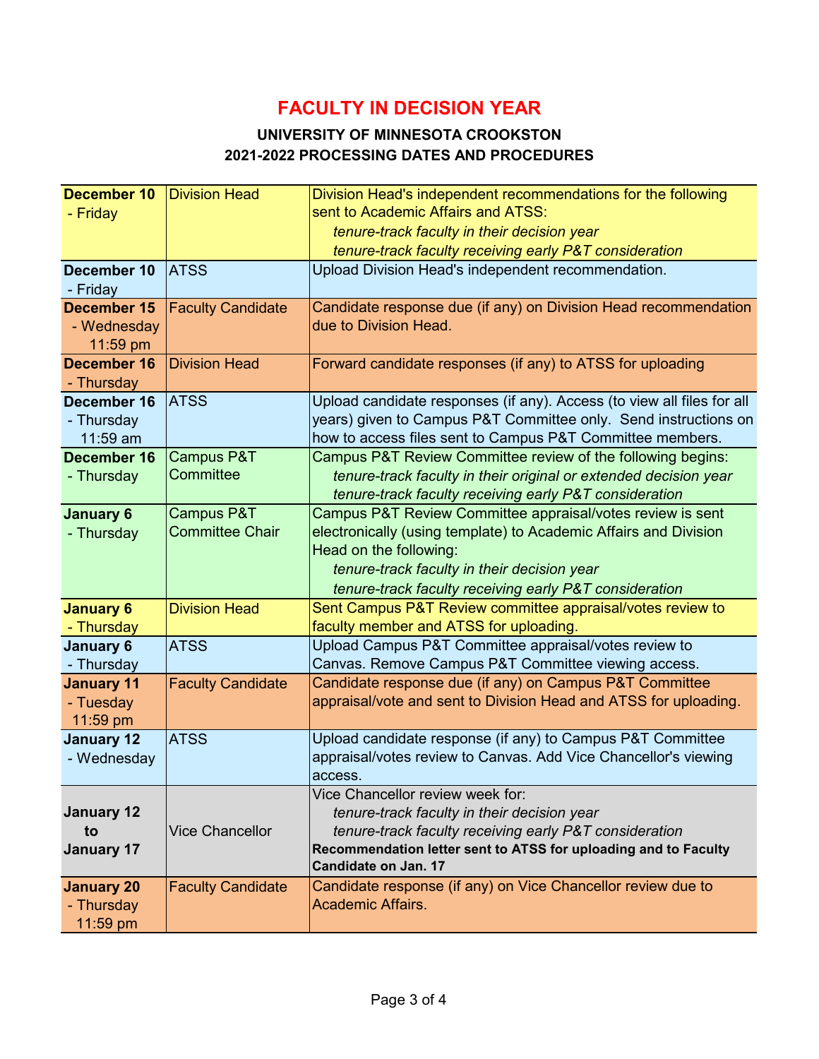# FACULTY IN DECISION YEAR

### UNIVERSITY OF MINNESOTA CROOKSTON
### 2021-2022 PROCESSING DATES AND PROCEDURES

| Date | Responsible | Action |
|---|---|---|
| **December 10** - Friday | Division Head | Division Head's independent recommendations for the following sent to Academic Affairs and ATSS: *tenure-track faculty in their decision year* *tenure-track faculty receiving early P&T consideration* |
| **December 10** - Friday | ATSS | Upload Division Head's independent recommendation. |
| **December 15** - Wednesday 11:59 pm | Faculty Candidate | Candidate response due (if any) on Division Head recommendation due to Division Head. |
| **December 16** - Thursday | Division Head | Forward candidate responses (if any) to ATSS for uploading |
| **December 16** - Thursday 11:59 am | ATSS | Upload candidate responses (if any). Access (to view all files for all years) given to Campus P&T Committee only. Send instructions on how to access files sent to Campus P&T Committee members. |
| **December 16** - Thursday | Campus P&T Committee | Campus P&T Review Committee review of the following begins: *tenure-track faculty in their original or extended decision year* *tenure-track faculty receiving early P&T consideration* |
| **January 6** - Thursday | Campus P&T Committee Chair | Campus P&T Review Committee appraisal/votes review is sent electronically (using template) to Academic Affairs and Division Head on the following: *tenure-track faculty in their decision year* *tenure-track faculty receiving early P&T consideration* |
| **January 6** - Thursday | Division Head | Sent Campus P&T Review committee appraisal/votes review to faculty member and ATSS for uploading. |
| **January 6** - Thursday | ATSS | Upload Campus P&T Committee appraisal/votes review to Canvas. Remove Campus P&T Committee viewing access. |
| **January 11** - Tuesday 11:59 pm | Faculty Candidate | Candidate response due (if any) on Campus P&T Committee appraisal/vote and sent to Division Head and ATSS for uploading. |
| **January 12** - Wednesday | ATSS | Upload candidate response (if any) to Campus P&T Committee appraisal/votes review to Canvas. Add Vice Chancellor's viewing access. |
| **January 12 to January 17** | Vice Chancellor | Vice Chancellor review week for: *tenure-track faculty in their decision year* *tenure-track faculty receiving early P&T consideration* **Recommendation letter sent to ATSS for uploading and to Faculty Candidate on Jan. 17** |
| **January 20** - Thursday 11:59 pm | Faculty Candidate | Candidate response (if any) on Vice Chancellor review due to Academic Affairs. |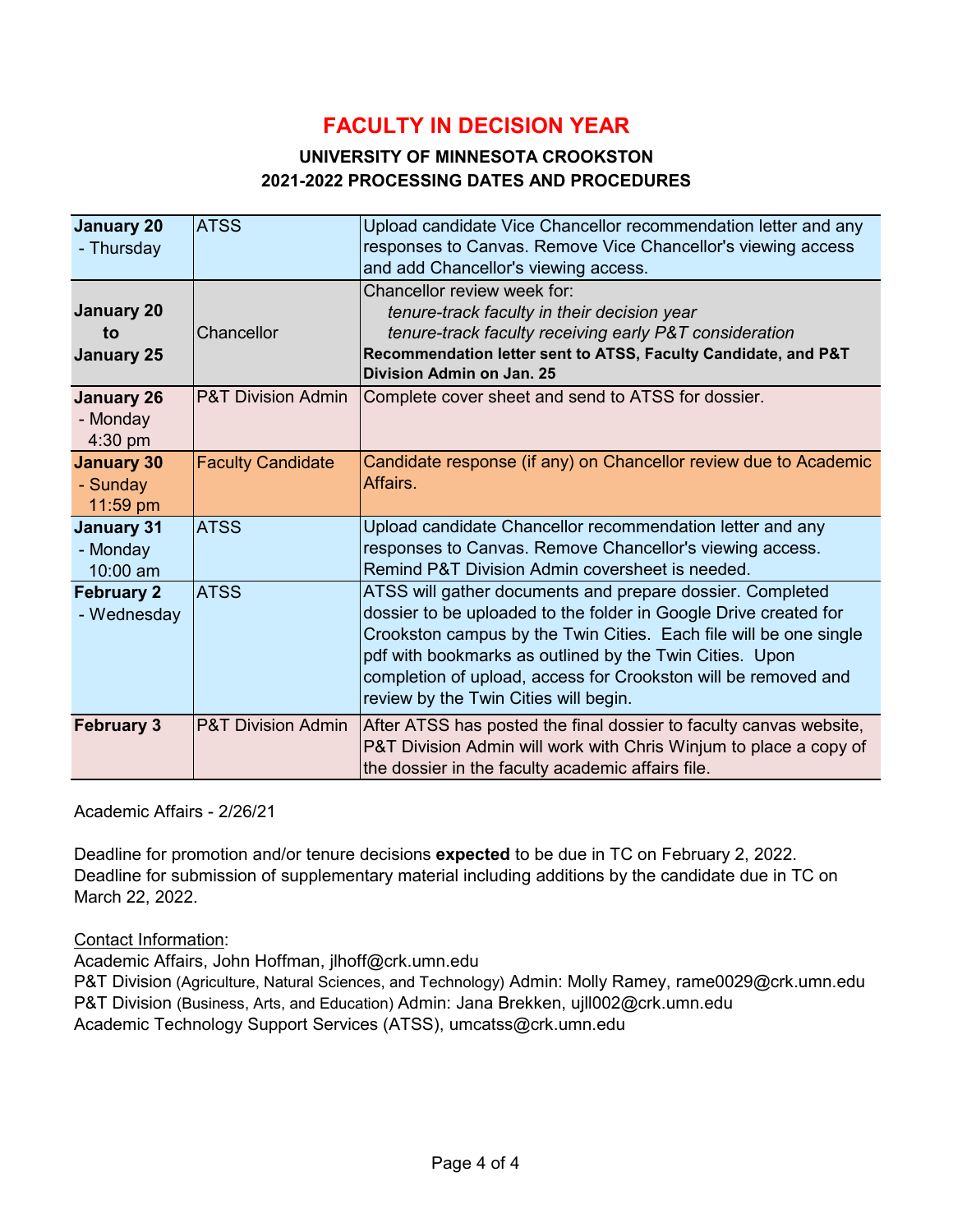# FACULTY IN DECISION YEAR

### UNIVERSITY OF MINNESOTA CROOKSTON
### 2021-2022 PROCESSING DATES AND PROCEDURES

| | | |
|---|---|---|
| **January 20** - Thursday | ATSS | Upload candidate Vice Chancellor recommendation letter and any responses to Canvas. Remove Vice Chancellor's viewing access and add Chancellor's viewing access. |
| **January 20 to January 25** | Chancellor | Chancellor review week for: *tenure-track faculty in their decision year* *tenure-track faculty receiving early P&T consideration* **Recommendation letter sent to ATSS, Faculty Candidate, and P&T Division Admin on Jan. 25** |
| **January 26** - Monday 4:30 pm | P&T Division Admin | Complete cover sheet and send to ATSS for dossier. |
| **January 30** - Sunday 11:59 pm | Faculty Candidate | Candidate response (if any) on Chancellor review due to Academic Affairs. |
| **January 31** - Monday 10:00 am | ATSS | Upload candidate Chancellor recommendation letter and any responses to Canvas. Remove Chancellor's viewing access. Remind P&T Division Admin coversheet is needed. |
| **February 2** - Wednesday | ATSS | ATSS will gather documents and prepare dossier. Completed dossier to be uploaded to the folder in Google Drive created for Crookston campus by the Twin Cities. Each file will be one single pdf with bookmarks as outlined by the Twin Cities. Upon completion of upload, access for Crookston will be removed and review by the Twin Cities will begin. |
| **February 3** | P&T Division Admin | After ATSS has posted the final dossier to faculty canvas website, P&T Division Admin will work with Chris Winjum to place a copy of the dossier in the faculty academic affairs file. |

Academic Affairs - 2/26/21

Deadline for promotion and/or tenure decisions **expected** to be due in TC on February 2, 2022.
Deadline for submission of supplementary material including additions by the candidate due in TC on March 22, 2022.

Contact Information:
Academic Affairs, John Hoffman, jlhoff@crk.umn.edu
P&T Division (Agriculture, Natural Sciences, and Technology) Admin: Molly Ramey, rame0029@crk.umn.edu
P&T Division (Business, Arts, and Education) Admin: Jana Brekken, ujll002@crk.umn.edu
Academic Technology Support Services (ATSS), umcatss@crk.umn.edu